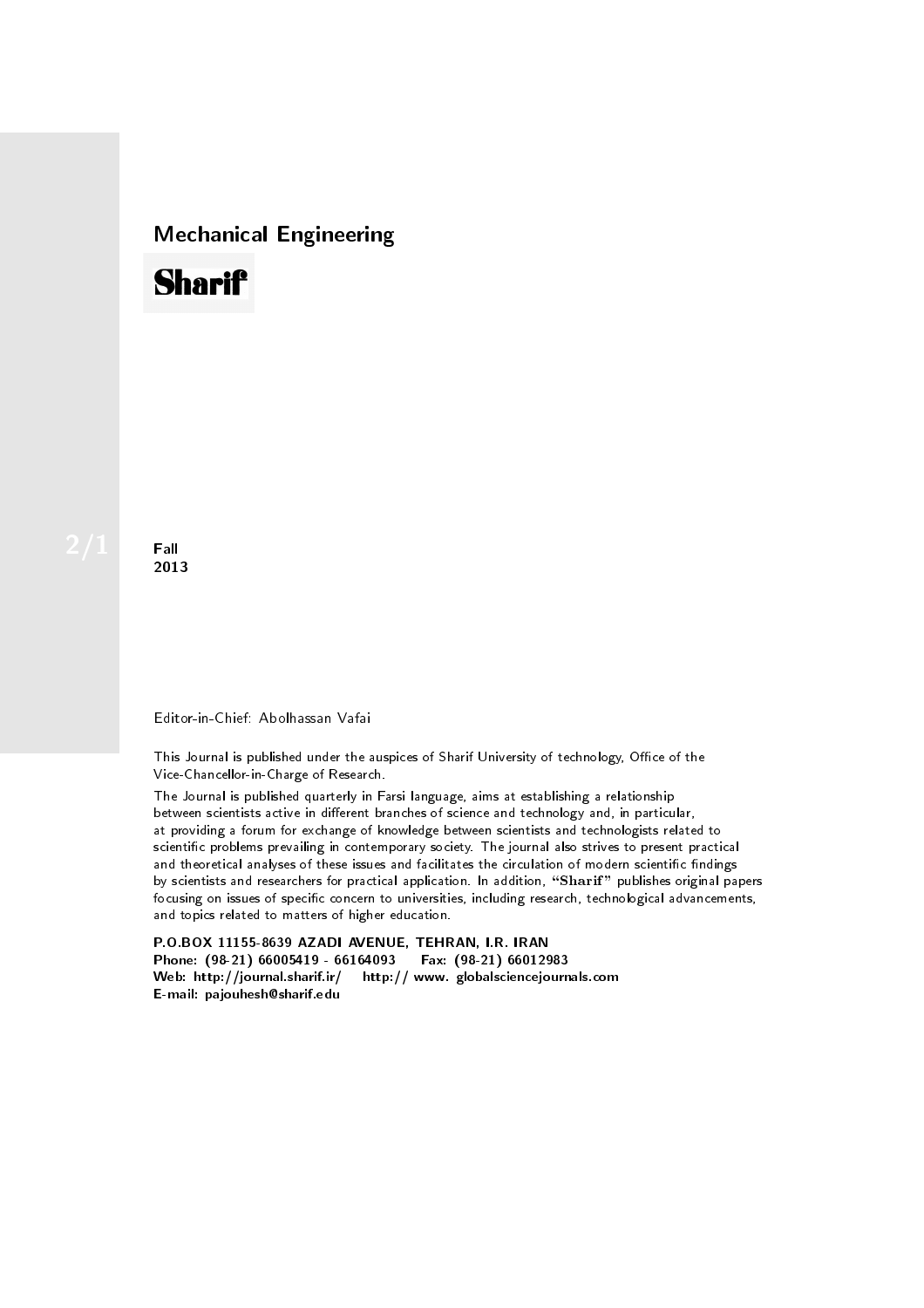## Mechanical Engineering

# Sharif

2/1

**Fall**
**2013**

Editor-in-Chief: Abolhassan Vafai

This Journal is published under the auspices of Sharif University of technology, Office of the Vice-Chancellor-in-Charge of Research.

The Journal is published quarterly in Farsi language, aims at establishing a relationship between scientists active in different branches of science and technology and, in particular, at providing a forum for exchange of knowledge between scientists and technologists related to scientific problems prevailing in contemporary society. The journal also strives to present practical and theoretical analyses of these issues and facilitates the circulation of modern scientific findings by scientists and researchers for practical application. In addition, "**Sharif**" publishes original papers focusing on issues of specific concern to universities, including research, technological advancements, and topics related to matters of higher education.

**P.O.BOX 11155-8639 AZADI AVENUE, TEHRAN, I.R. IRAN**
**Phone: (98-21) 66005419 - 66164093 Fax: (98-21) 66012983**
**Web: http://journal.sharif.ir/ http:// www. globalsciencejournals.com**
**E-mail: pajouhesh@sharif.edu**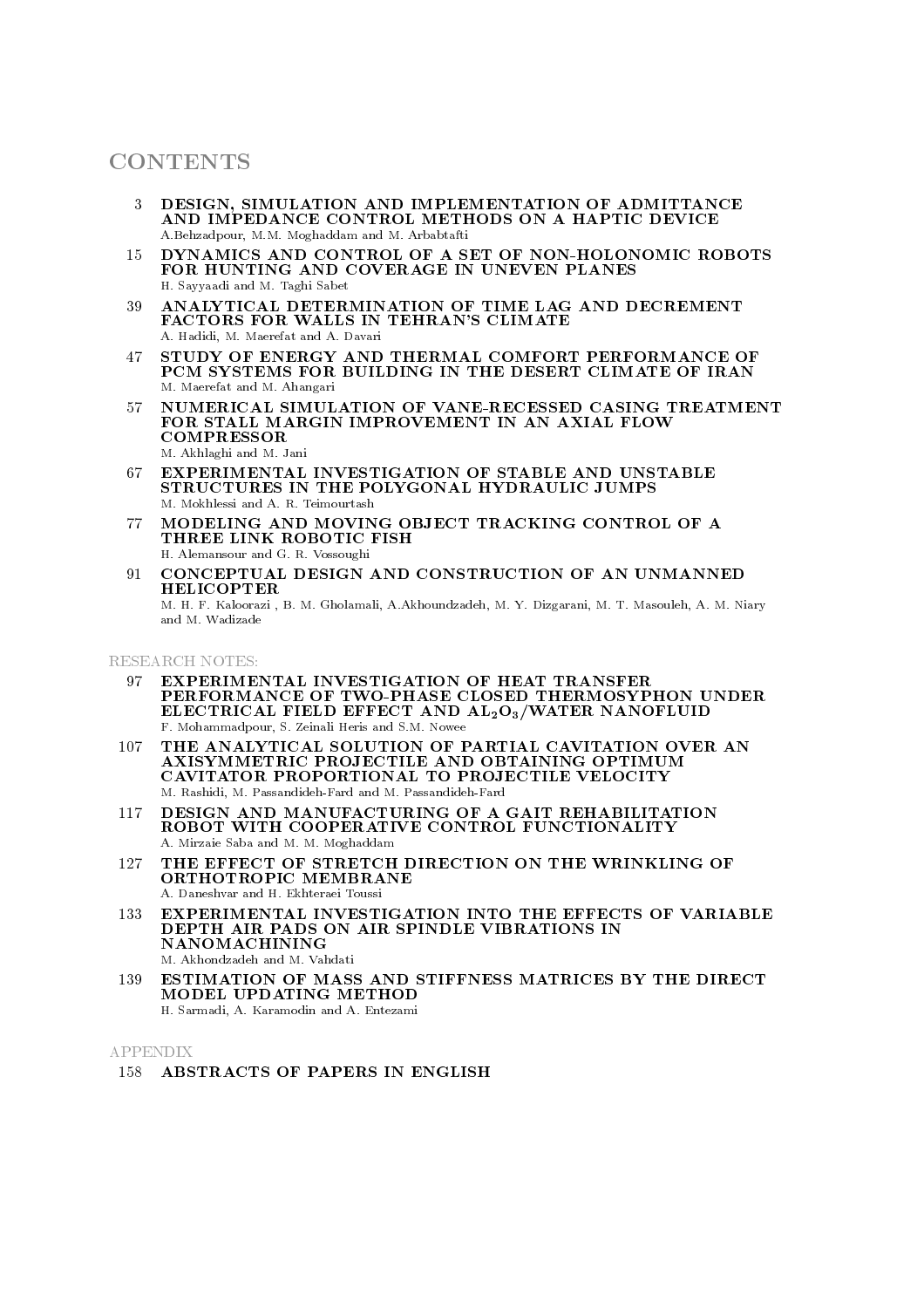# CONTENTS

3 **DESIGN, SIMULATION AND IMPLEMENTATION OF ADMITTANCE AND IMPEDANCE CONTROL METHODS ON A HAPTIC DEVICE**
A.Behzadpour, M.M. Moghaddam and M. Arbabtafti

15 **DYNAMICS AND CONTROL OF A SET OF NON-HOLONOMIC ROBOTS FOR HUNTING AND COVERAGE IN UNEVEN PLANES**
H. Sayyaadi and M. Taghi Sabet

39 **ANALYTICAL DETERMINATION OF TIME LAG AND DECREMENT FACTORS FOR WALLS IN TEHRAN'S CLIMATE**
A. Hadidi, M. Maerefat and A. Davari

47 **STUDY OF ENERGY AND THERMAL COMFORT PERFORMANCE OF PCM SYSTEMS FOR BUILDING IN THE DESERT CLIMATE OF IRAN**
M. Maerefat and M. Ahangari

57 **NUMERICAL SIMULATION OF VANE-RECESSED CASING TREATMENT FOR STALL MARGIN IMPROVEMENT IN AN AXIAL FLOW COMPRESSOR**
M. Akhlaghi and M. Jani

67 **EXPERIMENTAL INVESTIGATION OF STABLE AND UNSTABLE STRUCTURES IN THE POLYGONAL HYDRAULIC JUMPS**
M. Mokhlessi and A. R. Teimourtash

77 **MODELING AND MOVING OBJECT TRACKING CONTROL OF A THREE LINK ROBOTIC FISH**
H. Alemansour and G. R. Vossoughi

91 **CONCEPTUAL DESIGN AND CONSTRUCTION OF AN UNMANNED HELICOPTER**
M. H. F. Kaloorazi , B. M. Gholamali, A.Akhoundzadeh, M. Y. Dizgarani, M. T. Masouleh, A. M. Niary and M. Wadizade

## RESEARCH NOTES:

97 **EXPERIMENTAL INVESTIGATION OF HEAT TRANSFER PERFORMANCE OF TWO-PHASE CLOSED THERMOSYPHON UNDER ELECTRICAL FIELD EFFECT AND $AL_2O_3$/WATER NANOFLUID**
F. Mohammadpour, S. Zeinali Heris and S.M. Nowee

107 **THE ANALYTICAL SOLUTION OF PARTIAL CAVITATION OVER AN AXISYMMETRIC PROJECTILE AND OBTAINING OPTIMUM CAVITATOR PROPORTIONAL TO PROJECTILE VELOCITY**
M. Rashidi, M. Passandideh-Fard and M. Passandideh-Fard

117 **DESIGN AND MANUFACTURING OF A GAIT REHABILITATION ROBOT WITH COOPERATIVE CONTROL FUNCTIONALITY**
A. Mirzaie Saba and M. M. Moghaddam

127 **THE EFFECT OF STRETCH DIRECTION ON THE WRINKLING OF ORTHOTROPIC MEMBRANE**
A. Daneshvar and H. Ekhteraei Toussi

133 **EXPERIMENTAL INVESTIGATION INTO THE EFFECTS OF VARIABLE DEPTH AIR PADS ON AIR SPINDLE VIBRATIONS IN NANOMACHINING**
M. Akhondzadeh and M. Vahdati

139 **ESTIMATION OF MASS AND STIFFNESS MATRICES BY THE DIRECT MODEL UPDATING METHOD**
H. Sarmadi, A. Karamodin and A. Entezami

## APPENDIX

158 **ABSTRACTS OF PAPERS IN ENGLISH**